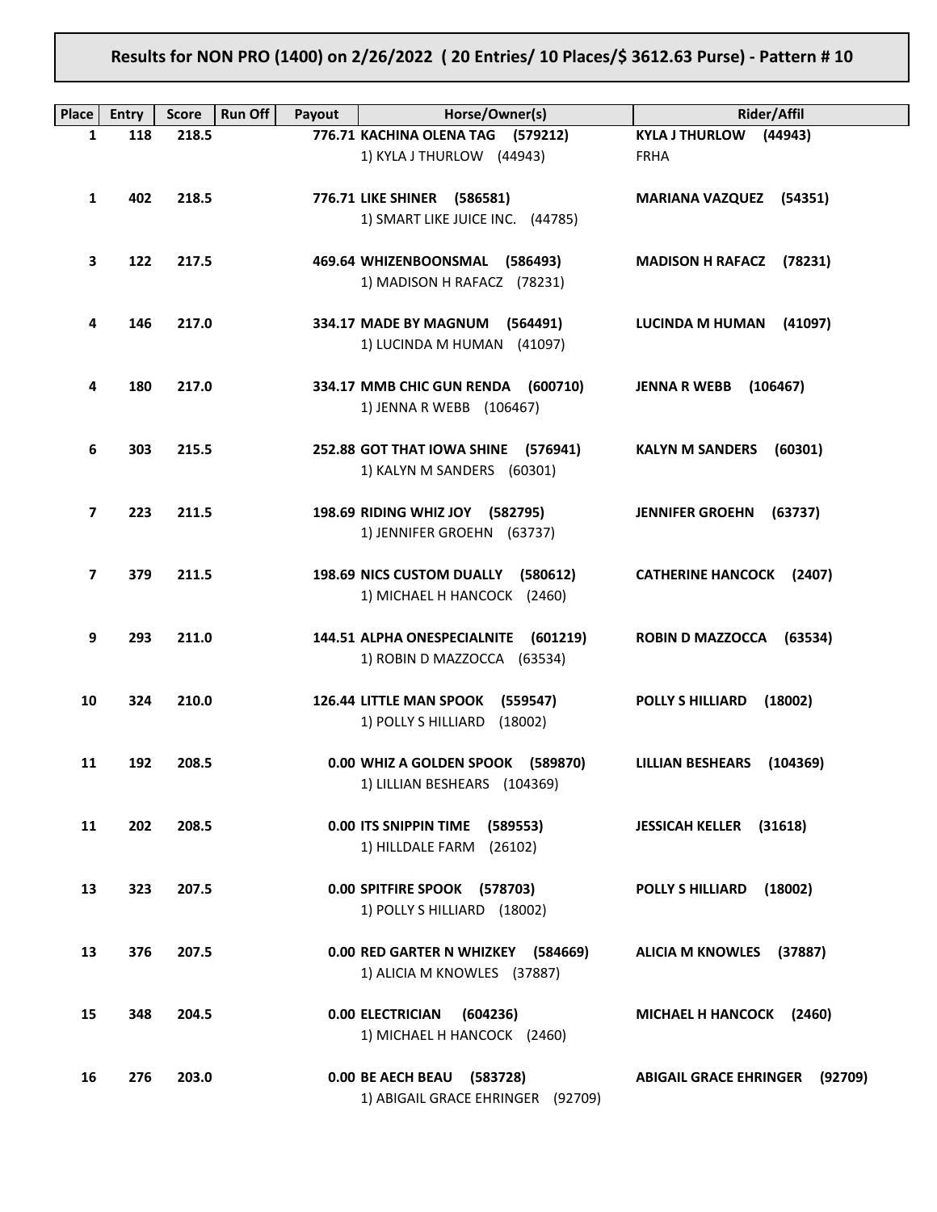**Results for NON PRO (1400) on 2/26/2022 ( 20 Entries/ 10 Places/$ 3612.63 Purse) - Pattern # 10**

| Place | Entry | Score | Run Off | Payout | Horse/Owner(s) | Rider/Affil |
|---|---|---|---|---|---|---|
| 1 | 118 | 218.5 | | 776.71 | **KACHINA OLENA TAG (579212)**<br>1) KYLA J THURLOW (44943) | **KYLA J THURLOW (44943)**<br>FRHA |
| 1 | 402 | 218.5 | | 776.71 | **LIKE SHINER (586581)**<br>1) SMART LIKE JUICE INC. (44785) | **MARIANA VAZQUEZ (54351)** |
| 3 | 122 | 217.5 | | 469.64 | **WHIZENBOONSMAL (586493)**<br>1) MADISON H RAFACZ (78231) | **MADISON H RAFACZ (78231)** |
| 4 | 146 | 217.0 | | 334.17 | **MADE BY MAGNUM (564491)**<br>1) LUCINDA M HUMAN (41097) | **LUCINDA M HUMAN (41097)** |
| 4 | 180 | 217.0 | | 334.17 | **MMB CHIC GUN RENDA (600710)**<br>1) JENNA R WEBB (106467) | **JENNA R WEBB (106467)** |
| 6 | 303 | 215.5 | | 252.88 | **GOT THAT IOWA SHINE (576941)**<br>1) KALYN M SANDERS (60301) | **KALYN M SANDERS (60301)** |
| 7 | 223 | 211.5 | | 198.69 | **RIDING WHIZ JOY (582795)**<br>1) JENNIFER GROEHN (63737) | **JENNIFER GROEHN (63737)** |
| 7 | 379 | 211.5 | | 198.69 | **NICS CUSTOM DUALLY (580612)**<br>1) MICHAEL H HANCOCK (2460) | **CATHERINE HANCOCK (2407)** |
| 9 | 293 | 211.0 | | 144.51 | **ALPHA ONESPECIALNITE (601219)**<br>1) ROBIN D MAZZOCCA (63534) | **ROBIN D MAZZOCCA (63534)** |
| 10 | 324 | 210.0 | | 126.44 | **LITTLE MAN SPOOK (559547)**<br>1) POLLY S HILLIARD (18002) | **POLLY S HILLIARD (18002)** |
| 11 | 192 | 208.5 | | 0.00 | **WHIZ A GOLDEN SPOOK (589870)**<br>1) LILLIAN BESHEARS (104369) | **LILLIAN BESHEARS (104369)** |
| 11 | 202 | 208.5 | | 0.00 | **ITS SNIPPIN TIME (589553)**<br>1) HILLDALE FARM (26102) | **JESSICAH KELLER (31618)** |
| 13 | 323 | 207.5 | | 0.00 | **SPITFIRE SPOOK (578703)**<br>1) POLLY S HILLIARD (18002) | **POLLY S HILLIARD (18002)** |
| 13 | 376 | 207.5 | | 0.00 | **RED GARTER N WHIZKEY (584669)**<br>1) ALICIA M KNOWLES (37887) | **ALICIA M KNOWLES (37887)** |
| 15 | 348 | 204.5 | | 0.00 | **ELECTRICIAN (604236)**<br>1) MICHAEL H HANCOCK (2460) | **MICHAEL H HANCOCK (2460)** |
| 16 | 276 | 203.0 | | 0.00 | **BE AECH BEAU (583728)**<br>1) ABIGAIL GRACE EHRINGER (92709) | **ABIGAIL GRACE EHRINGER (92709)** |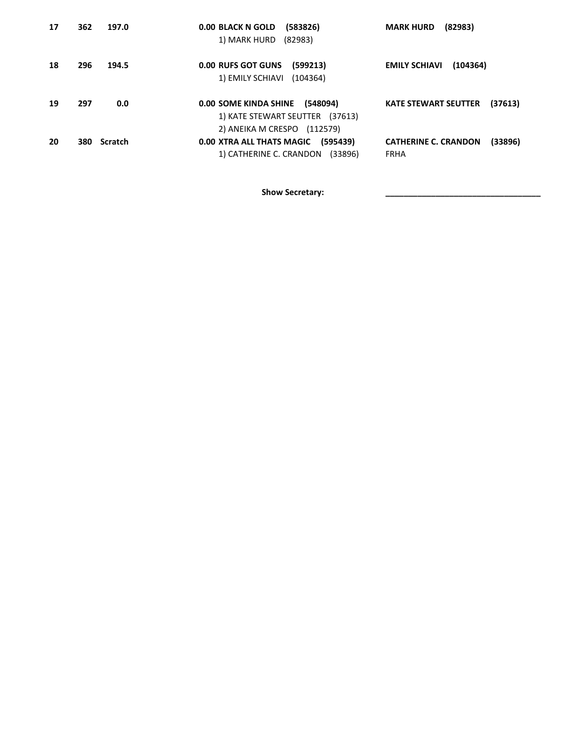| | | | | |
|---|---|---|---|---|
| **17** | **362** | **197.0** | **0.00 BLACK N GOLD (583826)**<br>1) MARK HURD (82983) | **MARK HURD (82983)** |
| **18** | **296** | **194.5** | **0.00 RUFS GOT GUNS (599213)**<br>1) EMILY SCHIAVI (104364) | **EMILY SCHIAVI (104364)** |
| **19** | **297** | **0.0** | **0.00 SOME KINDA SHINE (548094)**<br>1) KATE STEWART SEUTTER (37613)<br>2) ANEIKA M CRESPO (112579) | **KATE STEWART SEUTTER (37613)** |
| **20** | **380** | **Scratch** | **0.00 XTRA ALL THATS MAGIC (595439)**<br>1) CATHERINE C. CRANDON (33896) | **CATHERINE C. CRANDON (33896)**<br>FRHA |

**Show Secretary:** ________________________________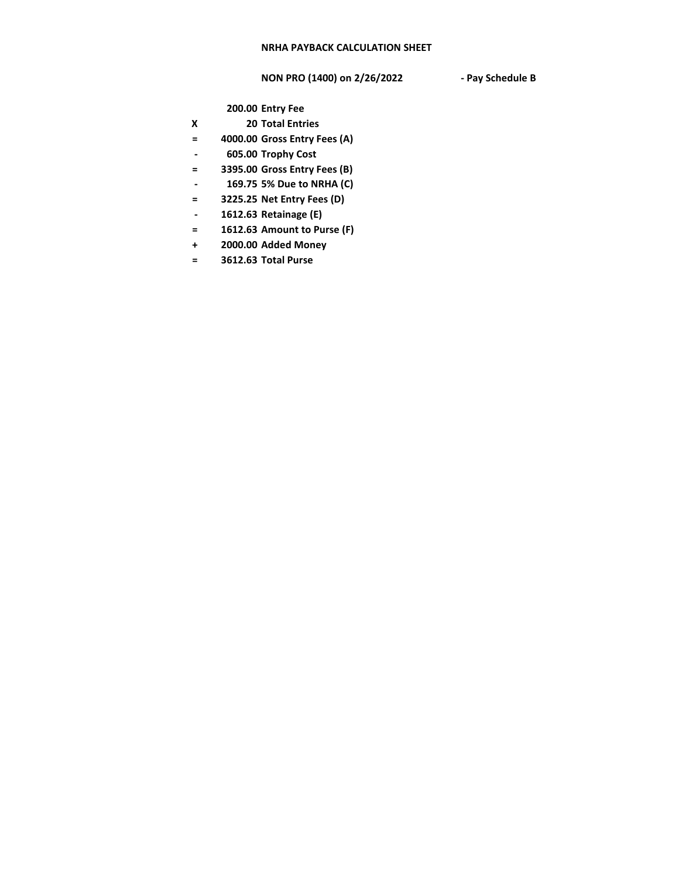**NRHA PAYBACK CALCULATION SHEET**

**NON PRO (1400) on 2/26/2022 - Pay Schedule B**

| | | |
|---|---|---|
| | 200.00 | Entry Fee |
| X | 20 | Total Entries |
| = | 4000.00 | Gross Entry Fees (A) |
| - | 605.00 | Trophy Cost |
| = | 3395.00 | Gross Entry Fees (B) |
| - | 169.75 | 5% Due to NRHA (C) |
| = | 3225.25 | Net Entry Fees (D) |
| - | 1612.63 | Retainage (E) |
| = | 1612.63 | Amount to Purse (F) |
| + | 2000.00 | Added Money |
| = | 3612.63 | Total Purse |